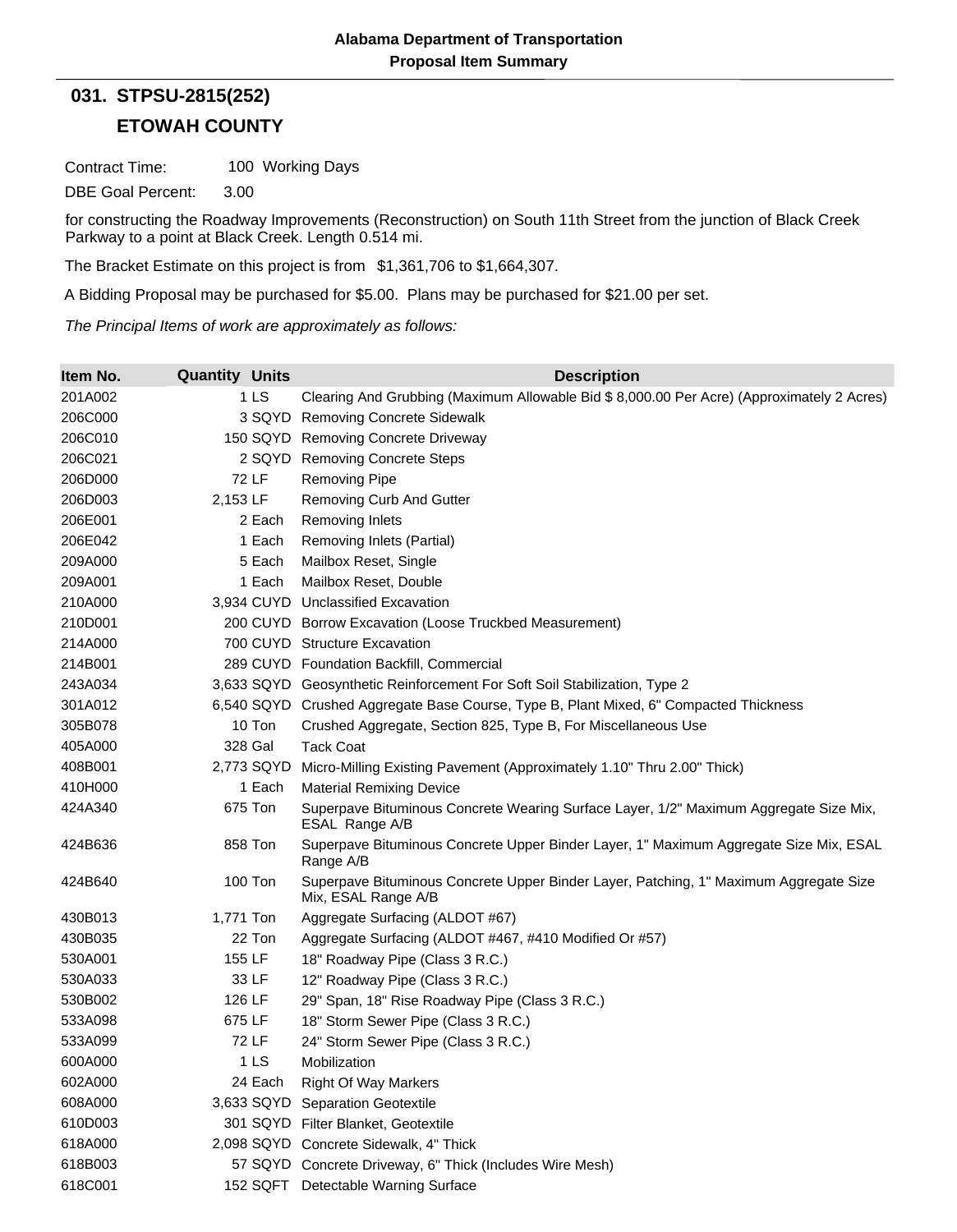**Alabama Department of Transportation**
**Proposal Item Summary**

## 031. STPSU-2815(252)

## ETOWAH COUNTY

Contract Time: 100 Working Days

DBE Goal Percent: 3.00

for constructing the Roadway Improvements (Reconstruction) on South 11th Street from the junction of Black Creek Parkway to a point at Black Creek. Length 0.514 mi.

The Bracket Estimate on this project is from $1,361,706 to $1,664,307.

A Bidding Proposal may be purchased for $5.00. Plans may be purchased for $21.00 per set.

*The Principal Items of work are approximately as follows:*

| Item No. | Quantity | Units | Description |
|---|---|---|---|
| 201A002 | 1 | LS | Clearing And Grubbing (Maximum Allowable Bid $ 8,000.00 Per Acre) (Approximately 2 Acres) |
| 206C000 | 3 | SQYD | Removing Concrete Sidewalk |
| 206C010 | 150 | SQYD | Removing Concrete Driveway |
| 206C021 | 2 | SQYD | Removing Concrete Steps |
| 206D000 | 72 | LF | Removing Pipe |
| 206D003 | 2,153 | LF | Removing Curb And Gutter |
| 206E001 | 2 | Each | Removing Inlets |
| 206E042 | 1 | Each | Removing Inlets (Partial) |
| 209A000 | 5 | Each | Mailbox Reset, Single |
| 209A001 | 1 | Each | Mailbox Reset, Double |
| 210A000 | 3,934 | CUYD | Unclassified Excavation |
| 210D001 | 200 | CUYD | Borrow Excavation (Loose Truckbed Measurement) |
| 214A000 | 700 | CUYD | Structure Excavation |
| 214B001 | 289 | CUYD | Foundation Backfill, Commercial |
| 243A034 | 3,633 | SQYD | Geosynthetic Reinforcement For Soft Soil Stabilization, Type 2 |
| 301A012 | 6,540 | SQYD | Crushed Aggregate Base Course, Type B, Plant Mixed, 6" Compacted Thickness |
| 305B078 | 10 | Ton | Crushed Aggregate, Section 825, Type B, For Miscellaneous Use |
| 405A000 | 328 | Gal | Tack Coat |
| 408B001 | 2,773 | SQYD | Micro-Milling Existing Pavement (Approximately 1.10" Thru 2.00" Thick) |
| 410H000 | 1 | Each | Material Remixing Device |
| 424A340 | 675 | Ton | Superpave Bituminous Concrete Wearing Surface Layer, 1/2" Maximum Aggregate Size Mix, ESAL Range A/B |
| 424B636 | 858 | Ton | Superpave Bituminous Concrete Upper Binder Layer, 1" Maximum Aggregate Size Mix, ESAL Range A/B |
| 424B640 | 100 | Ton | Superpave Bituminous Concrete Upper Binder Layer, Patching, 1" Maximum Aggregate Size Mix, ESAL Range A/B |
| 430B013 | 1,771 | Ton | Aggregate Surfacing (ALDOT #67) |
| 430B035 | 22 | Ton | Aggregate Surfacing (ALDOT #467, #410 Modified Or #57) |
| 530A001 | 155 | LF | 18" Roadway Pipe (Class 3 R.C.) |
| 530A033 | 33 | LF | 12" Roadway Pipe (Class 3 R.C.) |
| 530B002 | 126 | LF | 29" Span, 18" Rise Roadway Pipe (Class 3 R.C.) |
| 533A098 | 675 | LF | 18" Storm Sewer Pipe (Class 3 R.C.) |
| 533A099 | 72 | LF | 24" Storm Sewer Pipe (Class 3 R.C.) |
| 600A000 | 1 | LS | Mobilization |
| 602A000 | 24 | Each | Right Of Way Markers |
| 608A000 | 3,633 | SQYD | Separation Geotextile |
| 610D003 | 301 | SQYD | Filter Blanket, Geotextile |
| 618A000 | 2,098 | SQYD | Concrete Sidewalk, 4" Thick |
| 618B003 | 57 | SQYD | Concrete Driveway, 6" Thick (Includes Wire Mesh) |
| 618C001 | 152 | SQFT | Detectable Warning Surface |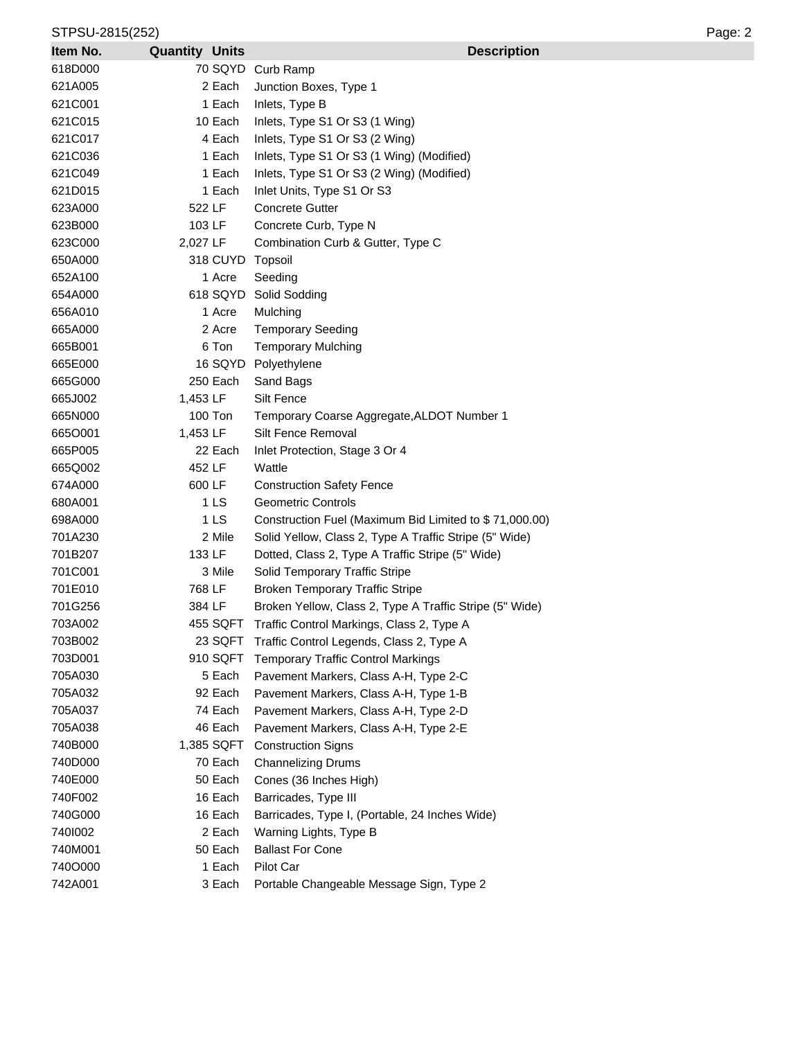STPSU-2815(252)

| Item No. | Quantity | Units | Description |
|---|---|---|---|
| 618D000 | 70 | SQYD | Curb Ramp |
| 621A005 | 2 | Each | Junction Boxes, Type 1 |
| 621C001 | 1 | Each | Inlets, Type B |
| 621C015 | 10 | Each | Inlets, Type S1 Or S3 (1 Wing) |
| 621C017 | 4 | Each | Inlets, Type S1 Or S3 (2 Wing) |
| 621C036 | 1 | Each | Inlets, Type S1 Or S3 (1 Wing) (Modified) |
| 621C049 | 1 | Each | Inlets, Type S1 Or S3 (2 Wing) (Modified) |
| 621D015 | 1 | Each | Inlet Units, Type S1 Or S3 |
| 623A000 | 522 | LF | Concrete Gutter |
| 623B000 | 103 | LF | Concrete Curb, Type N |
| 623C000 | 2,027 | LF | Combination Curb & Gutter, Type C |
| 650A000 | 318 | CUYD | Topsoil |
| 652A100 | 1 | Acre | Seeding |
| 654A000 | 618 | SQYD | Solid Sodding |
| 656A010 | 1 | Acre | Mulching |
| 665A000 | 2 | Acre | Temporary Seeding |
| 665B001 | 6 | Ton | Temporary Mulching |
| 665E000 | 16 | SQYD | Polyethylene |
| 665G000 | 250 | Each | Sand Bags |
| 665J002 | 1,453 | LF | Silt Fence |
| 665N000 | 100 | Ton | Temporary Coarse Aggregate,ALDOT Number 1 |
| 665O001 | 1,453 | LF | Silt Fence Removal |
| 665P005 | 22 | Each | Inlet Protection, Stage 3 Or 4 |
| 665Q002 | 452 | LF | Wattle |
| 674A000 | 600 | LF | Construction Safety Fence |
| 680A001 | 1 | LS | Geometric Controls |
| 698A000 | 1 | LS | Construction Fuel (Maximum Bid Limited to $ 71,000.00) |
| 701A230 | 2 | Mile | Solid Yellow, Class 2, Type A Traffic Stripe (5" Wide) |
| 701B207 | 133 | LF | Dotted, Class 2, Type A Traffic Stripe (5" Wide) |
| 701C001 | 3 | Mile | Solid Temporary Traffic Stripe |
| 701E010 | 768 | LF | Broken Temporary Traffic Stripe |
| 701G256 | 384 | LF | Broken Yellow, Class 2, Type A Traffic Stripe (5" Wide) |
| 703A002 | 455 | SQFT | Traffic Control Markings, Class 2, Type A |
| 703B002 | 23 | SQFT | Traffic Control Legends, Class 2, Type A |
| 703D001 | 910 | SQFT | Temporary Traffic Control Markings |
| 705A030 | 5 | Each | Pavement Markers, Class A-H, Type 2-C |
| 705A032 | 92 | Each | Pavement Markers, Class A-H, Type 1-B |
| 705A037 | 74 | Each | Pavement Markers, Class A-H, Type 2-D |
| 705A038 | 46 | Each | Pavement Markers, Class A-H, Type 2-E |
| 740B000 | 1,385 | SQFT | Construction Signs |
| 740D000 | 70 | Each | Channelizing Drums |
| 740E000 | 50 | Each | Cones (36 Inches High) |
| 740F002 | 16 | Each | Barricades, Type III |
| 740G000 | 16 | Each | Barricades, Type I, (Portable, 24 Inches Wide) |
| 740I002 | 2 | Each | Warning Lights, Type B |
| 740M001 | 50 | Each | Ballast For Cone |
| 740O000 | 1 | Each | Pilot Car |
| 742A001 | 3 | Each | Portable Changeable Message Sign, Type 2 |